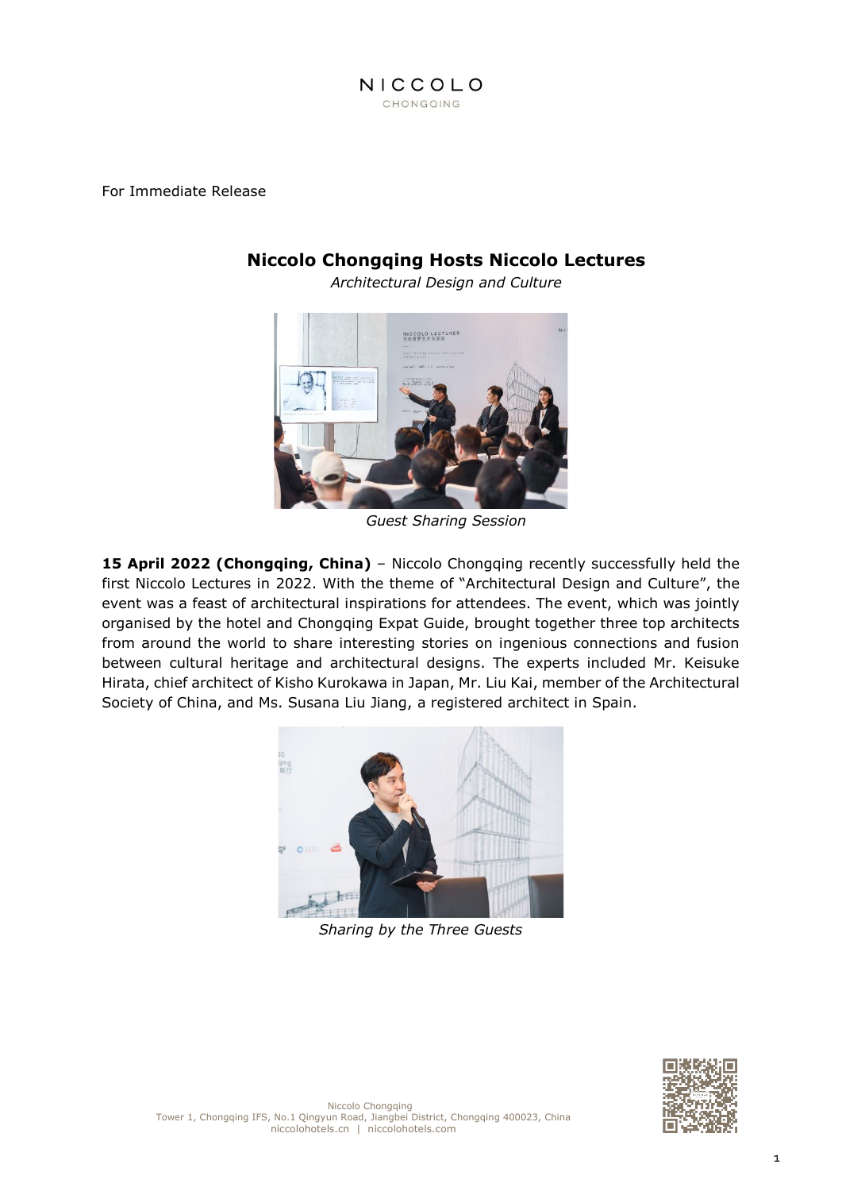NICCOLO
CHONGQING

For Immediate Release

# Niccolo Chongqing Hosts Niccolo Lectures

*Architectural Design and Culture*

*Guest Sharing Session*

**15 April 2022 (Chongqing, China)** – Niccolo Chongqing recently successfully held the first Niccolo Lectures in 2022. With the theme of "Architectural Design and Culture", the event was a feast of architectural inspirations for attendees. The event, which was jointly organised by the hotel and Chongqing Expat Guide, brought together three top architects from around the world to share interesting stories on ingenious connections and fusion between cultural heritage and architectural designs. The experts included Mr. Keisuke Hirata, chief architect of Kisho Kurokawa in Japan, Mr. Liu Kai, member of the Architectural Society of China, and Ms. Susana Liu Jiang, a registered architect in Spain.

*Sharing by the Three Guests*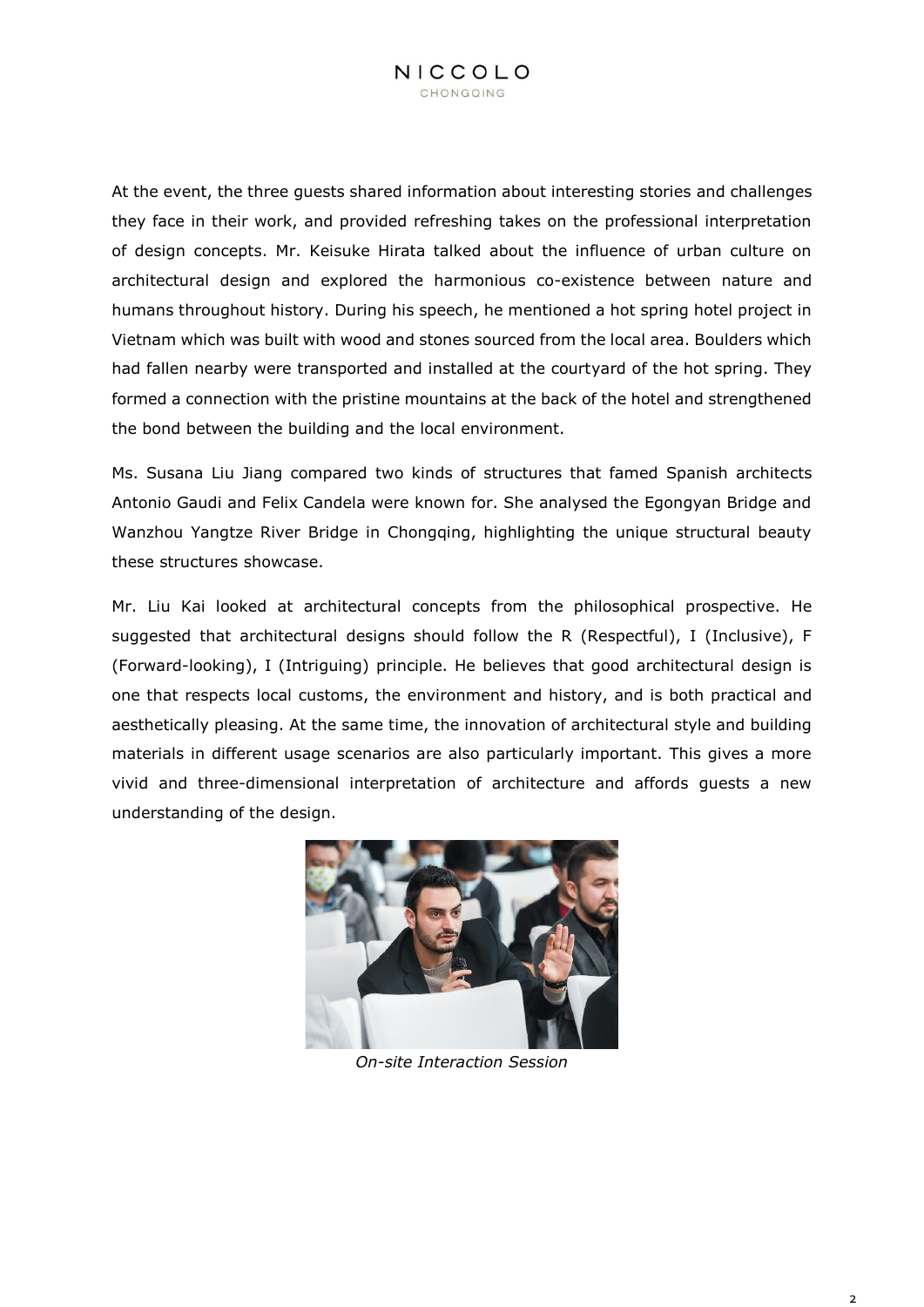At the event, the three guests shared information about interesting stories and challenges they face in their work, and provided refreshing takes on the professional interpretation of design concepts. Mr. Keisuke Hirata talked about the influence of urban culture on architectural design and explored the harmonious co-existence between nature and humans throughout history. During his speech, he mentioned a hot spring hotel project in Vietnam which was built with wood and stones sourced from the local area. Boulders which had fallen nearby were transported and installed at the courtyard of the hot spring. They formed a connection with the pristine mountains at the back of the hotel and strengthened the bond between the building and the local environment.

Ms. Susana Liu Jiang compared two kinds of structures that famed Spanish architects Antonio Gaudi and Felix Candela were known for. She analysed the Egongyan Bridge and Wanzhou Yangtze River Bridge in Chongqing, highlighting the unique structural beauty these structures showcase.

Mr. Liu Kai looked at architectural concepts from the philosophical prospective. He suggested that architectural designs should follow the R (Respectful), I (Inclusive), F (Forward-looking), I (Intriguing) principle. He believes that good architectural design is one that respects local customs, the environment and history, and is both practical and aesthetically pleasing. At the same time, the innovation of architectural style and building materials in different usage scenarios are also particularly important. This gives a more vivid and three-dimensional interpretation of architecture and affords guests a new understanding of the design.

*On-site Interaction Session*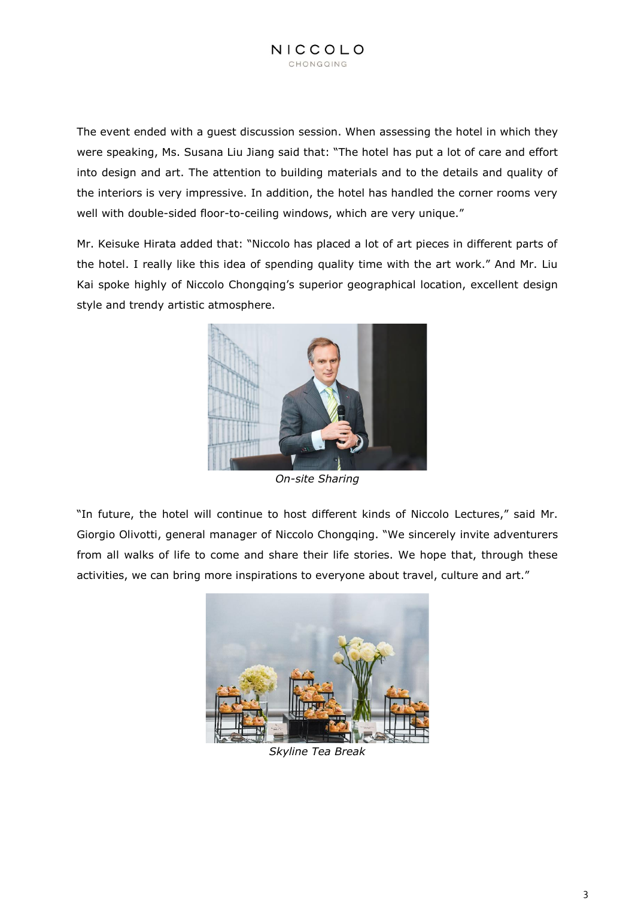The event ended with a guest discussion session. When assessing the hotel in which they were speaking, Ms. Susana Liu Jiang said that: "The hotel has put a lot of care and effort into design and art. The attention to building materials and to the details and quality of the interiors is very impressive. In addition, the hotel has handled the corner rooms very well with double-sided floor-to-ceiling windows, which are very unique."

Mr. Keisuke Hirata added that: "Niccolo has placed a lot of art pieces in different parts of the hotel. I really like this idea of spending quality time with the art work." And Mr. Liu Kai spoke highly of Niccolo Chongqing's superior geographical location, excellent design style and trendy artistic atmosphere.

*On-site Sharing*

"In future, the hotel will continue to host different kinds of Niccolo Lectures," said Mr. Giorgio Olivotti, general manager of Niccolo Chongqing. "We sincerely invite adventurers from all walks of life to come and share their life stories. We hope that, through these activities, we can bring more inspirations to everyone about travel, culture and art."

*Skyline Tea Break*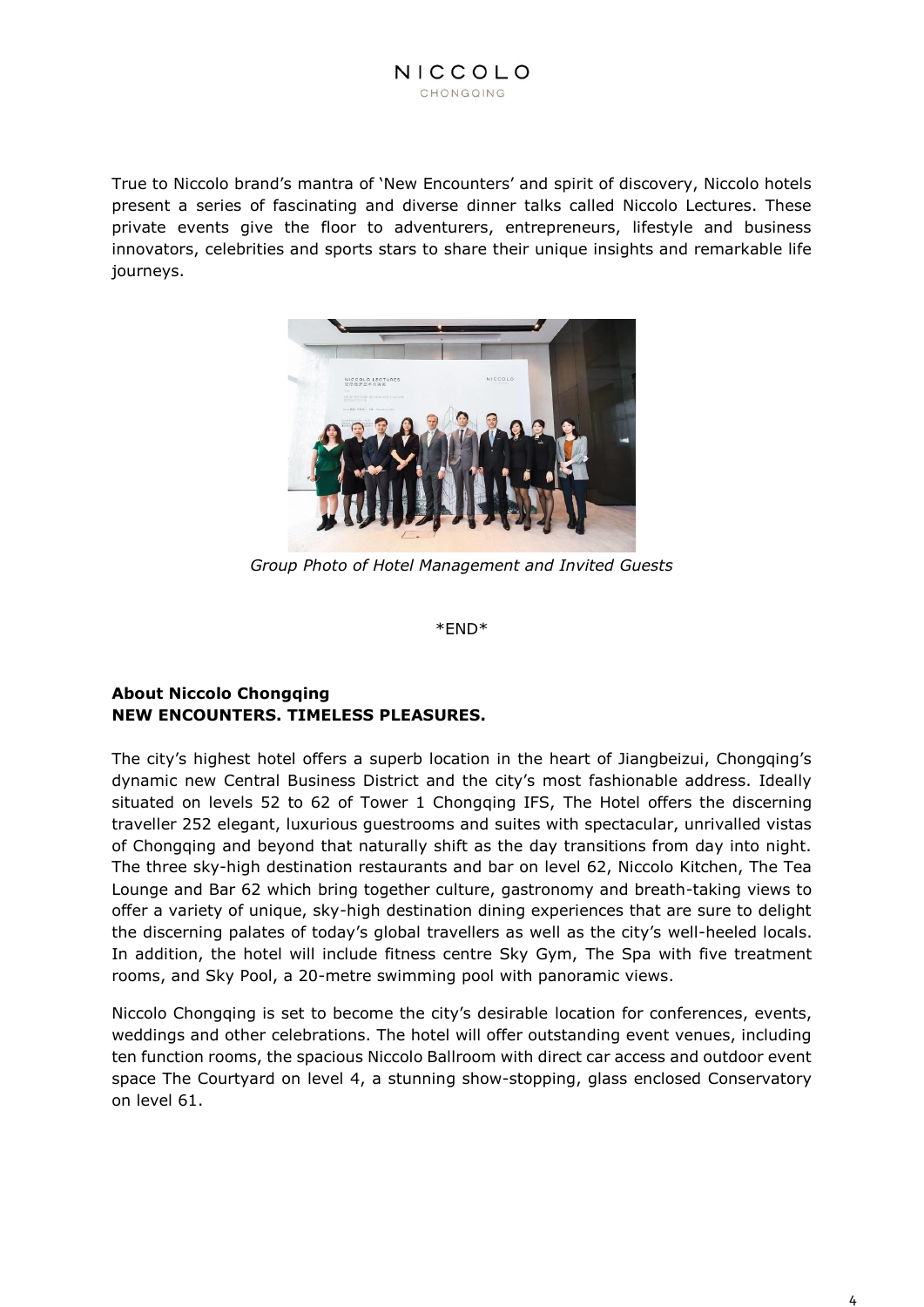True to Niccolo brand's mantra of 'New Encounters' and spirit of discovery, Niccolo hotels present a series of fascinating and diverse dinner talks called Niccolo Lectures. These private events give the floor to adventurers, entrepreneurs, lifestyle and business innovators, celebrities and sports stars to share their unique insights and remarkable life journeys.

*Group Photo of Hotel Management and Invited Guests*

*END*

**About Niccolo Chongqing**
**NEW ENCOUNTERS. TIMELESS PLEASURES.**

The city's highest hotel offers a superb location in the heart of Jiangbeizui, Chongqing's dynamic new Central Business District and the city's most fashionable address. Ideally situated on levels 52 to 62 of Tower 1 Chongqing IFS, The Hotel offers the discerning traveller 252 elegant, luxurious guestrooms and suites with spectacular, unrivalled vistas of Chongqing and beyond that naturally shift as the day transitions from day into night. The three sky-high destination restaurants and bar on level 62, Niccolo Kitchen, The Tea Lounge and Bar 62 which bring together culture, gastronomy and breath-taking views to offer a variety of unique, sky-high destination dining experiences that are sure to delight the discerning palates of today's global travellers as well as the city's well-heeled locals. In addition, the hotel will include fitness centre Sky Gym, The Spa with five treatment rooms, and Sky Pool, a 20-metre swimming pool with panoramic views.

Niccolo Chongqing is set to become the city's desirable location for conferences, events, weddings and other celebrations. The hotel will offer outstanding event venues, including ten function rooms, the spacious Niccolo Ballroom with direct car access and outdoor event space The Courtyard on level 4, a stunning show-stopping, glass enclosed Conservatory on level 61.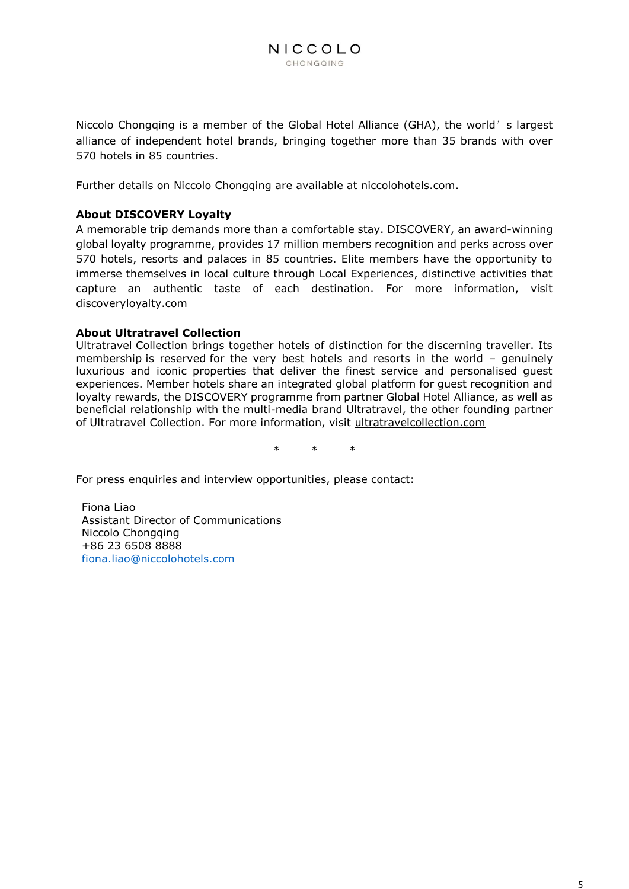Niccolo Chongqing is a member of the Global Hotel Alliance (GHA), the world's largest alliance of independent hotel brands, bringing together more than 35 brands with over 570 hotels in 85 countries.

Further details on Niccolo Chongqing are available at niccolohotels.com.

**About DISCOVERY Loyalty**

A memorable trip demands more than a comfortable stay. DISCOVERY, an award-winning global loyalty programme, provides 17 million members recognition and perks across over 570 hotels, resorts and palaces in 85 countries. Elite members have the opportunity to immerse themselves in local culture through Local Experiences, distinctive activities that capture an authentic taste of each destination. For more information, visit discoveryloyalty.com

**About Ultratravel Collection**

Ultratravel Collection brings together hotels of distinction for the discerning traveller. Its membership is reserved for the very best hotels and resorts in the world – genuinely luxurious and iconic properties that deliver the finest service and personalised guest experiences. Member hotels share an integrated global platform for guest recognition and loyalty rewards, the DISCOVERY programme from partner Global Hotel Alliance, as well as beneficial relationship with the multi-media brand Ultratravel, the other founding partner of Ultratravel Collection. For more information, visit ultratravelcollection.com

\* \* \*

For press enquiries and interview opportunities, please contact:

Fiona Liao  
Assistant Director of Communications  
Niccolo Chongqing  
+86 23 6508 8888  
fiona.liao@niccolohotels.com